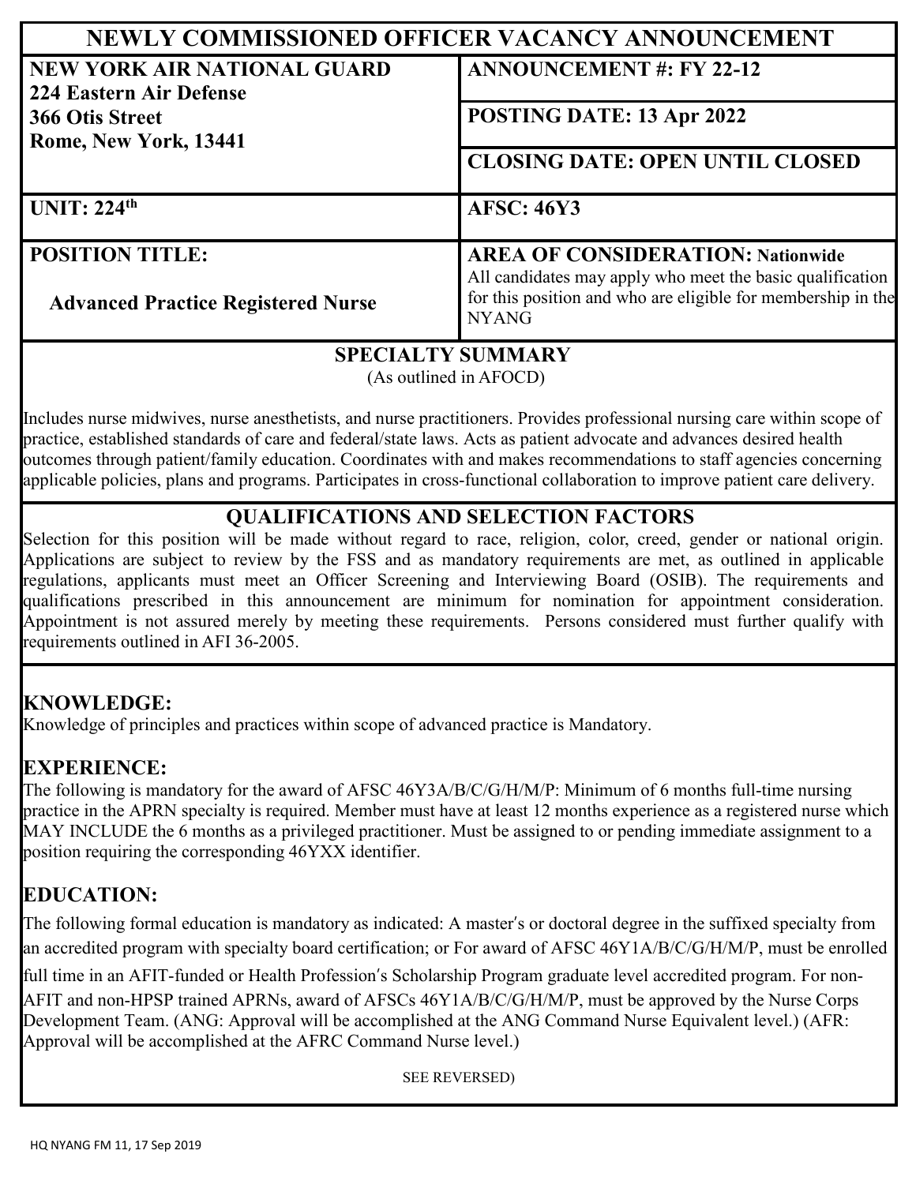# NEWLY COMMISSIONED OFFICER VACANCY ANNOUNCEMENT

| | |
|---|---|
| **NEW YORK AIR NATIONAL GUARD**<br>**224 Eastern Air Defense**<br>**366 Otis Street**<br>**Rome, New York, 13441** | **ANNOUNCEMENT #: FY 22-12**<br><br>**POSTING DATE: 13 Apr 2022**<br><br>**CLOSING DATE: OPEN UNTIL CLOSED** |
| **UNIT: 224th** | **AFSC: 46Y3** |
| **POSITION TITLE:**<br><br>**Advanced Practice Registered Nurse** | **AREA OF CONSIDERATION: Nationwide**<br>All candidates may apply who meet the basic qualification for this position and who are eligible for membership in the NYANG |

## SPECIALTY SUMMARY

(As outlined in AFOCD)

Includes nurse midwives, nurse anesthetists, and nurse practitioners. Provides professional nursing care within scope of practice, established standards of care and federal/state laws. Acts as patient advocate and advances desired health outcomes through patient/family education. Coordinates with and makes recommendations to staff agencies concerning applicable policies, plans and programs. Participates in cross-functional collaboration to improve patient care delivery.

## QUALIFICATIONS AND SELECTION FACTORS

Selection for this position will be made without regard to race, religion, color, creed, gender or national origin. Applications are subject to review by the FSS and as mandatory requirements are met, as outlined in applicable regulations, applicants must meet an Officer Screening and Interviewing Board (OSIB). The requirements and qualifications prescribed in this announcement are minimum for nomination for appointment consideration. Appointment is not assured merely by meeting these requirements. Persons considered must further qualify with requirements outlined in AFI 36-2005.

## KNOWLEDGE:

Knowledge of principles and practices within scope of advanced practice is Mandatory.

## EXPERIENCE:

The following is mandatory for the award of AFSC 46Y3A/B/C/G/H/M/P: Minimum of 6 months full-time nursing practice in the APRN specialty is required. Member must have at least 12 months experience as a registered nurse which MAY INCLUDE the 6 months as a privileged practitioner. Must be assigned to or pending immediate assignment to a position requiring the corresponding 46YXX identifier.

## EDUCATION:

The following formal education is mandatory as indicated: A master's or doctoral degree in the suffixed specialty from an accredited program with specialty board certification; or For award of AFSC 46Y1A/B/C/G/H/M/P, must be enrolled full time in an AFIT-funded or Health Profession's Scholarship Program graduate level accredited program. For non-AFIT and non-HPSP trained APRNs, award of AFSCs 46Y1A/B/C/G/H/M/P, must be approved by the Nurse Corps Development Team. (ANG: Approval will be accomplished at the ANG Command Nurse Equivalent level.) (AFR: Approval will be accomplished at the AFRC Command Nurse level.)

SEE REVERSED)

HQ NYANG FM 11, 17 Sep 2019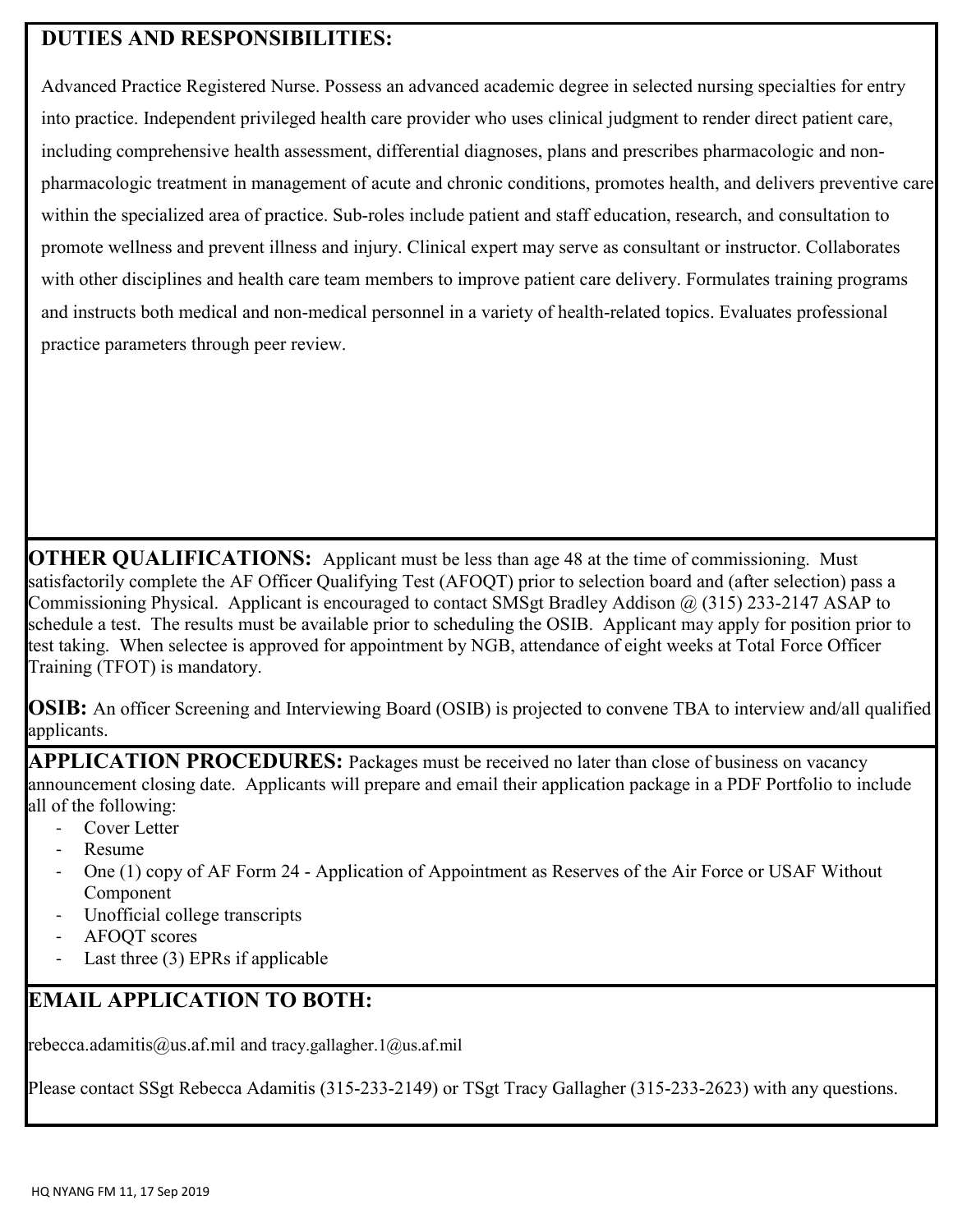## DUTIES AND RESPONSIBILITIES:

Advanced Practice Registered Nurse. Possess an advanced academic degree in selected nursing specialties for entry into practice. Independent privileged health care provider who uses clinical judgment to render direct patient care, including comprehensive health assessment, differential diagnoses, plans and prescribes pharmacologic and non-pharmacologic treatment in management of acute and chronic conditions, promotes health, and delivers preventive care within the specialized area of practice. Sub-roles include patient and staff education, research, and consultation to promote wellness and prevent illness and injury. Clinical expert may serve as consultant or instructor. Collaborates with other disciplines and health care team members to improve patient care delivery. Formulates training programs and instructs both medical and non-medical personnel in a variety of health-related topics. Evaluates professional practice parameters through peer review.

**OTHER QUALIFICATIONS:** Applicant must be less than age 48 at the time of commissioning. Must satisfactorily complete the AF Officer Qualifying Test (AFOQT) prior to selection board and (after selection) pass a Commissioning Physical. Applicant is encouraged to contact SMSgt Bradley Addison @ (315) 233-2147 ASAP to schedule a test. The results must be available prior to scheduling the OSIB. Applicant may apply for position prior to test taking. When selectee is approved for appointment by NGB, attendance of eight weeks at Total Force Officer Training (TFOT) is mandatory.

**OSIB:** An officer Screening and Interviewing Board (OSIB) is projected to convene TBA to interview and/all qualified applicants.

**APPLICATION PROCEDURES:** Packages must be received no later than close of business on vacancy announcement closing date. Applicants will prepare and email their application package in a PDF Portfolio to include all of the following:

- Cover Letter
- Resume
- One (1) copy of AF Form 24 - Application of Appointment as Reserves of the Air Force or USAF Without Component
- Unofficial college transcripts
- AFOQT scores
- Last three (3) EPRs if applicable

## EMAIL APPLICATION TO BOTH:

rebecca.adamitis@us.af.mil and tracy.gallagher.1@us.af.mil

Please contact SSgt Rebecca Adamitis (315-233-2149) or TSgt Tracy Gallagher (315-233-2623) with any questions.

HQ NYANG FM 11, 17 Sep 2019